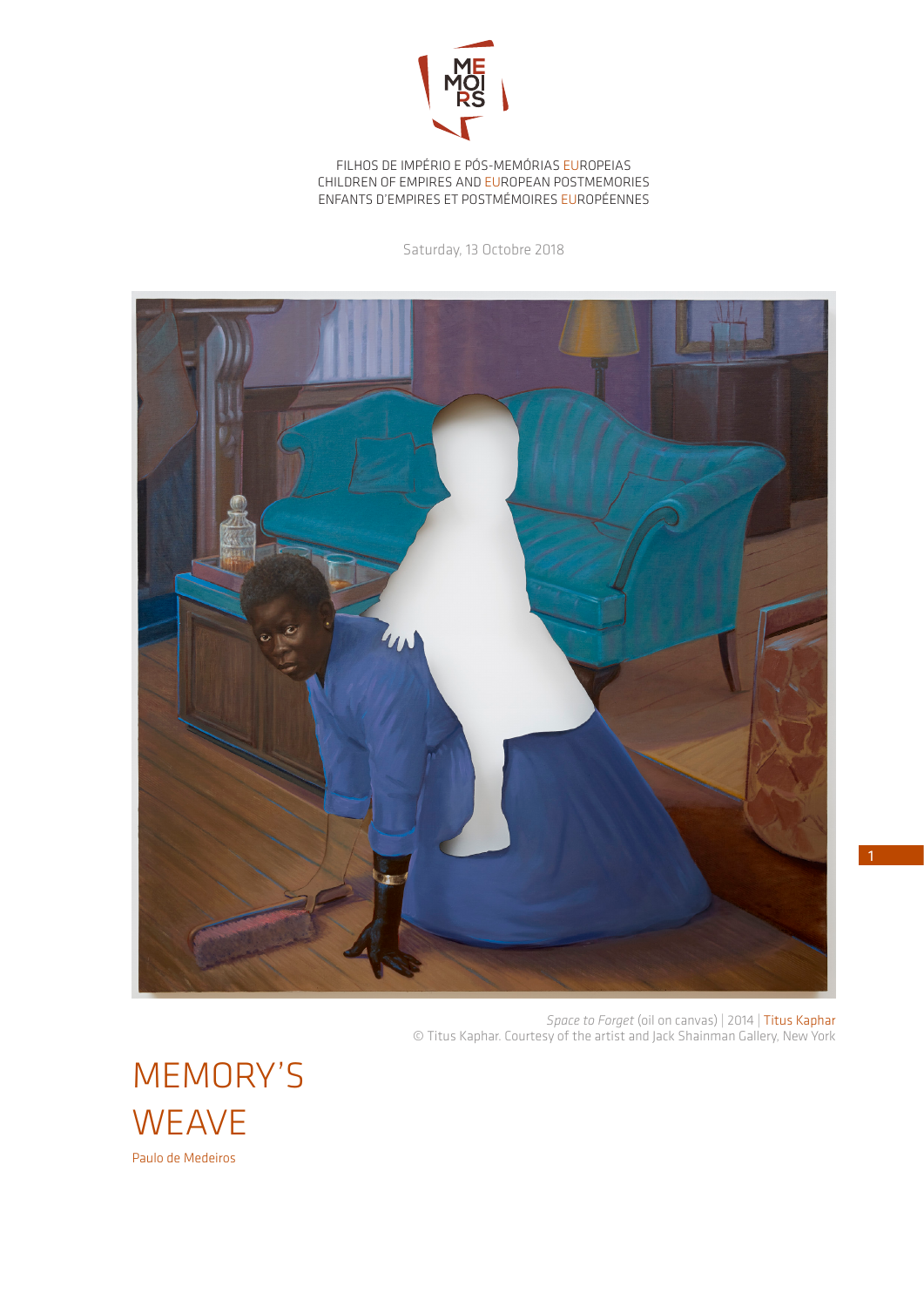FILHOS DE IMPÉRIO E PÓS-MEMÓRIAS EUROPEIAS
CHILDREN OF EMPIRES AND EUROPEAN POSTMEMORIES
ENFANTS D'EMPIRES ET POSTMÉMOIRES EUROPÉENNES

Saturday, 13 Octobre 2018

*Space to Forget* (oil on canvas) | 2014 | Titus Kaphar
© Titus Kaphar. Courtesy of the artist and Jack Shainman Gallery, New York

# MEMORY'S WEAVE

Paulo de Medeiros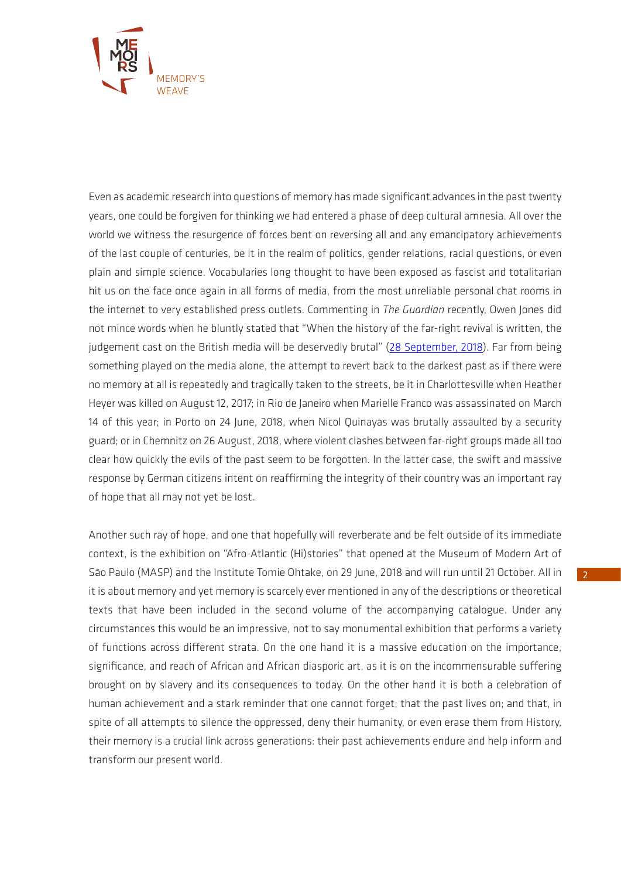Even as academic research into questions of memory has made significant advances in the past twenty years, one could be forgiven for thinking we had entered a phase of deep cultural amnesia. All over the world we witness the resurgence of forces bent on reversing all and any emancipatory achievements of the last couple of centuries, be it in the realm of politics, gender relations, racial questions, or even plain and simple science. Vocabularies long thought to have been exposed as fascist and totalitarian hit us on the face once again in all forms of media, from the most unreliable personal chat rooms in the internet to very established press outlets. Commenting in *The Guardian* recently, Owen Jones did not mince words when he bluntly stated that "When the history of the far-right revival is written, the judgement cast on the British media will be deservedly brutal" (28 September, 2018). Far from being something played on the media alone, the attempt to revert back to the darkest past as if there were no memory at all is repeatedly and tragically taken to the streets, be it in Charlottesville when Heather Heyer was killed on August 12, 2017; in Rio de Janeiro when Marielle Franco was assassinated on March 14 of this year; in Porto on 24 June, 2018, when Nicol Quinayas was brutally assaulted by a security guard; or in Chemnitz on 26 August, 2018, where violent clashes between far-right groups made all too clear how quickly the evils of the past seem to be forgotten. In the latter case, the swift and massive response by German citizens intent on reaffirming the integrity of their country was an important ray of hope that all may not yet be lost.

Another such ray of hope, and one that hopefully will reverberate and be felt outside of its immediate context, is the exhibition on "Afro-Atlantic (Hi)stories" that opened at the Museum of Modern Art of São Paulo (MASP) and the Institute Tomie Ohtake, on 29 June, 2018 and will run until 21 October. All in it is about memory and yet memory is scarcely ever mentioned in any of the descriptions or theoretical texts that have been included in the second volume of the accompanying catalogue. Under any circumstances this would be an impressive, not to say monumental exhibition that performs a variety of functions across different strata. On the one hand it is a massive education on the importance, significance, and reach of African and African diasporic art, as it is on the incommensurable suffering brought on by slavery and its consequences to today. On the other hand it is both a celebration of human achievement and a stark reminder that one cannot forget; that the past lives on; and that, in spite of all attempts to silence the oppressed, deny their humanity, or even erase them from History, their memory is a crucial link across generations: their past achievements endure and help inform and transform our present world.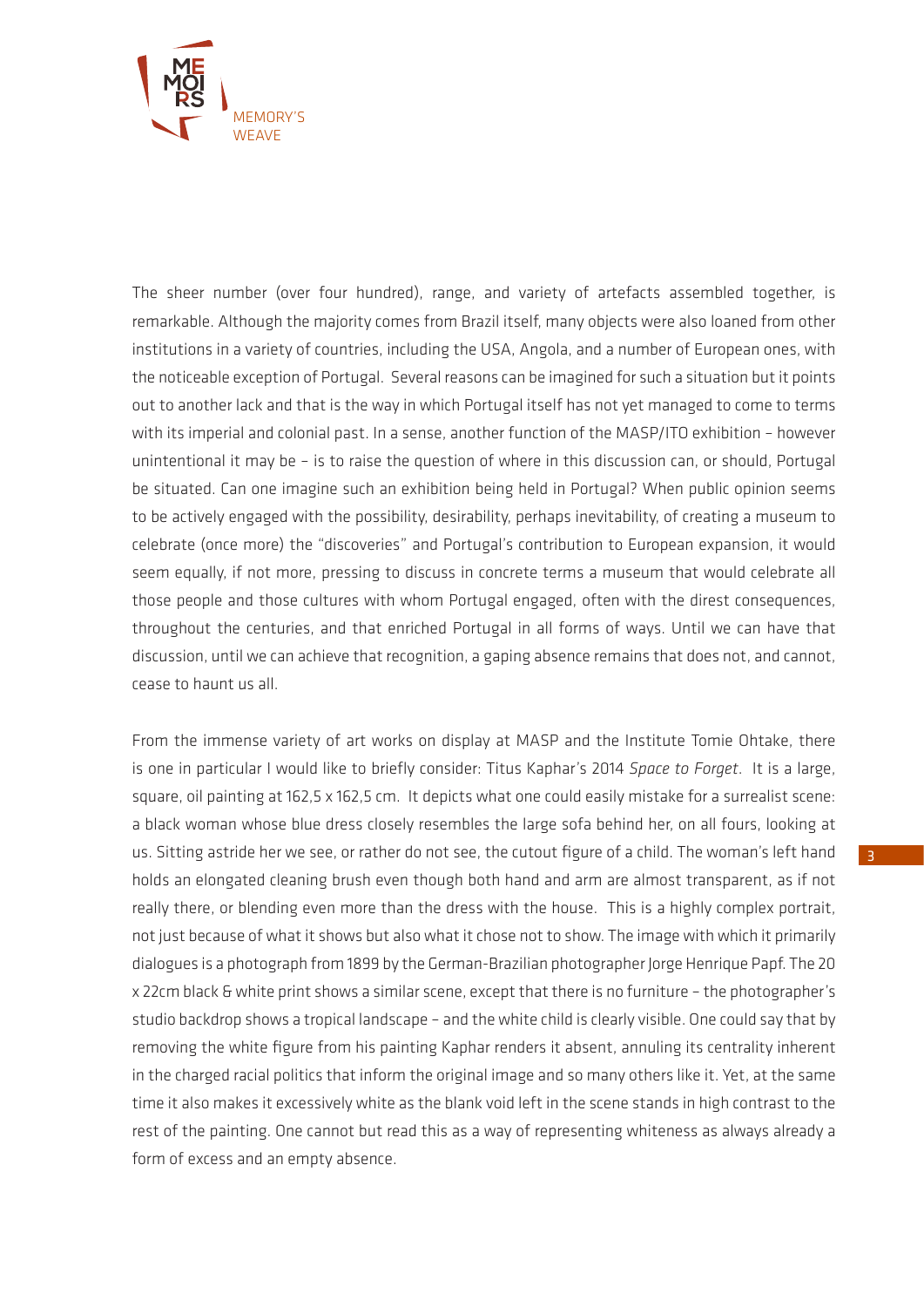The sheer number (over four hundred), range, and variety of artefacts assembled together, is remarkable. Although the majority comes from Brazil itself, many objects were also loaned from other institutions in a variety of countries, including the USA, Angola, and a number of European ones, with the noticeable exception of Portugal. Several reasons can be imagined for such a situation but it points out to another lack and that is the way in which Portugal itself has not yet managed to come to terms with its imperial and colonial past. In a sense, another function of the MASP/ITO exhibition – however unintentional it may be – is to raise the question of where in this discussion can, or should, Portugal be situated. Can one imagine such an exhibition being held in Portugal? When public opinion seems to be actively engaged with the possibility, desirability, perhaps inevitability, of creating a museum to celebrate (once more) the "discoveries" and Portugal's contribution to European expansion, it would seem equally, if not more, pressing to discuss in concrete terms a museum that would celebrate all those people and those cultures with whom Portugal engaged, often with the direst consequences, throughout the centuries, and that enriched Portugal in all forms of ways. Until we can have that discussion, until we can achieve that recognition, a gaping absence remains that does not, and cannot, cease to haunt us all.

From the immense variety of art works on display at MASP and the Institute Tomie Ohtake, there is one in particular I would like to briefly consider: Titus Kaphar's 2014 *Space to Forget*. It is a large, square, oil painting at 162,5 x 162,5 cm. It depicts what one could easily mistake for a surrealist scene: a black woman whose blue dress closely resembles the large sofa behind her, on all fours, looking at us. Sitting astride her we see, or rather do not see, the cutout figure of a child. The woman's left hand holds an elongated cleaning brush even though both hand and arm are almost transparent, as if not really there, or blending even more than the dress with the house. This is a highly complex portrait, not just because of what it shows but also what it chose not to show. The image with which it primarily dialogues is a photograph from 1899 by the German-Brazilian photographer Jorge Henrique Papf. The 20 x 22cm black & white print shows a similar scene, except that there is no furniture – the photographer's studio backdrop shows a tropical landscape – and the white child is clearly visible. One could say that by removing the white figure from his painting Kaphar renders it absent, annuling its centrality inherent in the charged racial politics that inform the original image and so many others like it. Yet, at the same time it also makes it excessively white as the blank void left in the scene stands in high contrast to the rest of the painting. One cannot but read this as a way of representing whiteness as always already a form of excess and an empty absence.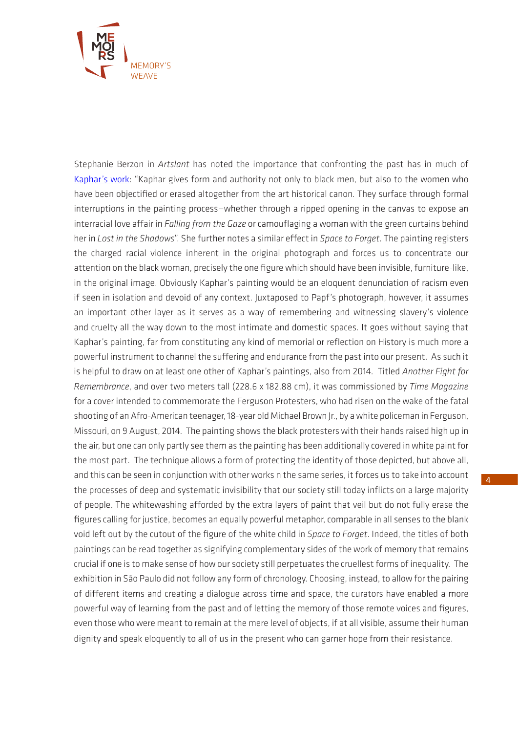Stephanie Berzon in *Artslant* has noted the importance that confronting the past has in much of Kaphar's work: "Kaphar gives form and authority not only to black men, but also to the women who have been objectified or erased altogether from the art historical canon. They surface through formal interruptions in the painting process—whether through a ripped opening in the canvas to expose an interracial love affair in *Falling from the Gaze* or camouflaging a woman with the green curtains behind her in *Lost in the Shadows*". She further notes a similar effect in *Space to Forget*. The painting registers the charged racial violence inherent in the original photograph and forces us to concentrate our attention on the black woman, precisely the one figure which should have been invisible, furniture-like, in the original image. Obviously Kaphar's painting would be an eloquent denunciation of racism even if seen in isolation and devoid of any context. Juxtaposed to Papf's photograph, however, it assumes an important other layer as it serves as a way of remembering and witnessing slavery's violence and cruelty all the way down to the most intimate and domestic spaces. It goes without saying that Kaphar's painting, far from constituting any kind of memorial or reflection on History is much more a powerful instrument to channel the suffering and endurance from the past into our present. As such it is helpful to draw on at least one other of Kaphar's paintings, also from 2014. Titled *Another Fight for Remembrance*, and over two meters tall (228.6 x 182.88 cm), it was commissioned by *Time Magazine* for a cover intended to commemorate the Ferguson Protesters, who had risen on the wake of the fatal shooting of an Afro-American teenager, 18-year old Michael Brown Jr., by a white policeman in Ferguson, Missouri, on 9 August, 2014. The painting shows the black protesters with their hands raised high up in the air, but one can only partly see them as the painting has been additionally covered in white paint for the most part. The technique allows a form of protecting the identity of those depicted, but above all, and this can be seen in conjunction with other works n the same series, it forces us to take into account the processes of deep and systematic invisibility that our society still today inflicts on a large majority of people. The whitewashing afforded by the extra layers of paint that veil but do not fully erase the figures calling for justice, becomes an equally powerful metaphor, comparable in all senses to the blank void left out by the cutout of the figure of the white child in *Space to Forget*. Indeed, the titles of both paintings can be read together as signifying complementary sides of the work of memory that remains crucial if one is to make sense of how our society still perpetuates the cruellest forms of inequality. The exhibition in São Paulo did not follow any form of chronology. Choosing, instead, to allow for the pairing of different items and creating a dialogue across time and space, the curators have enabled a more powerful way of learning from the past and of letting the memory of those remote voices and figures, even those who were meant to remain at the mere level of objects, if at all visible, assume their human dignity and speak eloquently to all of us in the present who can garner hope from their resistance.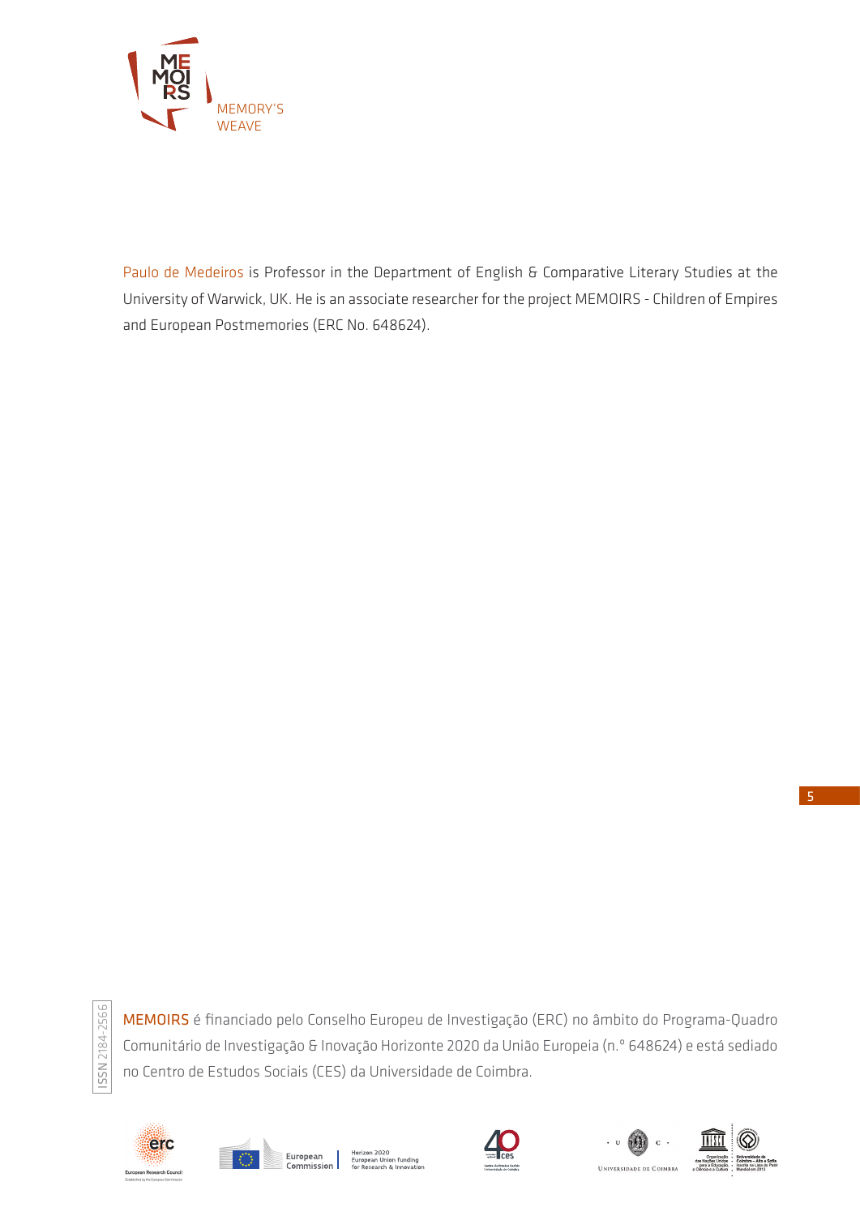Paulo de Medeiros is Professor in the Department of English & Comparative Literary Studies at the University of Warwick, UK. He is an associate researcher for the project MEMOIRS - Children of Empires and European Postmemories (ERC No. 648624).

ISSN 2184-2566

MEMOIRS é financiado pelo Conselho Europeu de Investigação (ERC) no âmbito do Programa-Quadro Comunitário de Investigação & Inovação Horizonte 2020 da União Europeia (n.º 648624) e está sediado no Centro de Estudos Sociais (CES) da Universidade de Coimbra.